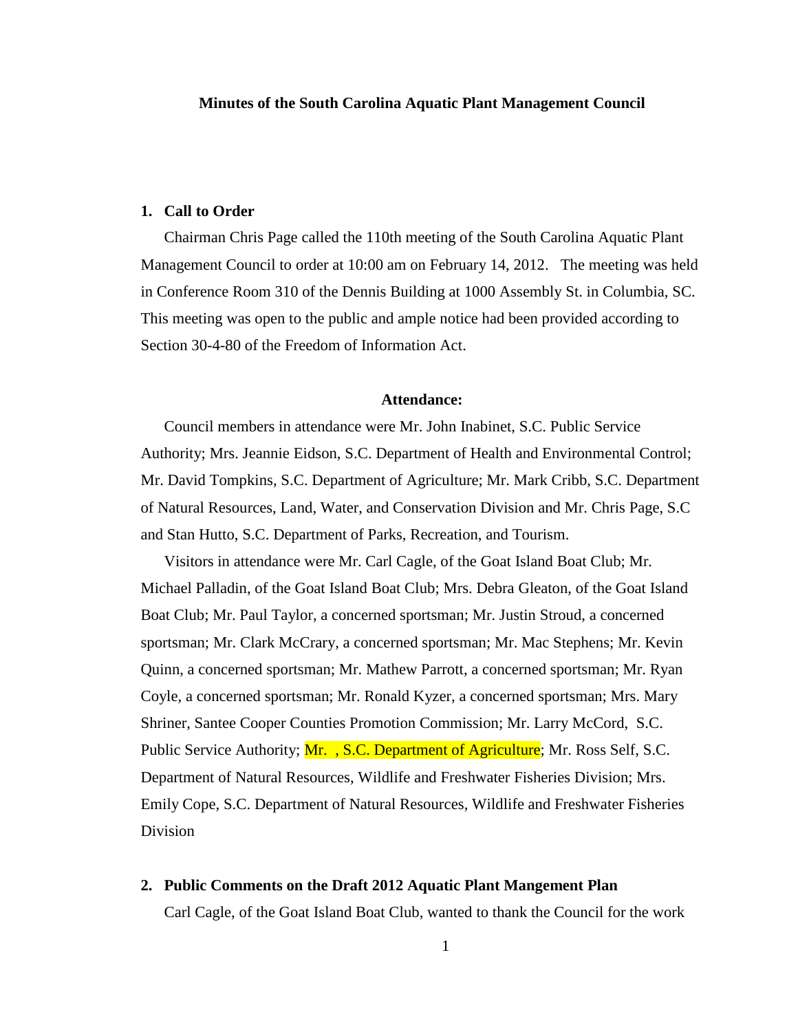**Minutes of the South Carolina Aquatic Plant Management Council**

## 1. Call to Order

Chairman Chris Page called the 110th meeting of the South Carolina Aquatic Plant Management Council to order at 10:00 am on February 14, 2012. The meeting was held in Conference Room 310 of the Dennis Building at 1000 Assembly St. in Columbia, SC. This meeting was open to the public and ample notice had been provided according to Section 30-4-80 of the Freedom of Information Act.

**Attendance:**

Council members in attendance were Mr. John Inabinet, S.C. Public Service Authority; Mrs. Jeannie Eidson, S.C. Department of Health and Environmental Control; Mr. David Tompkins, S.C. Department of Agriculture; Mr. Mark Cribb, S.C. Department of Natural Resources, Land, Water, and Conservation Division and Mr. Chris Page, S.C and Stan Hutto, S.C. Department of Parks, Recreation, and Tourism.

Visitors in attendance were Mr. Carl Cagle, of the Goat Island Boat Club; Mr. Michael Palladin, of the Goat Island Boat Club; Mrs. Debra Gleaton, of the Goat Island Boat Club; Mr. Paul Taylor, a concerned sportsman; Mr. Justin Stroud, a concerned sportsman; Mr. Clark McCrary, a concerned sportsman; Mr. Mac Stephens; Mr. Kevin Quinn, a concerned sportsman; Mr. Mathew Parrott, a concerned sportsman; Mr. Ryan Coyle, a concerned sportsman; Mr. Ronald Kyzer, a concerned sportsman; Mrs. Mary Shriner, Santee Cooper Counties Promotion Commission; Mr. Larry McCord, S.C. Public Service Authority; Mr. , S.C. Department of Agriculture; Mr. Ross Self, S.C. Department of Natural Resources, Wildlife and Freshwater Fisheries Division; Mrs. Emily Cope, S.C. Department of Natural Resources, Wildlife and Freshwater Fisheries Division

## 2. Public Comments on the Draft 2012 Aquatic Plant Mangement Plan

Carl Cagle, of the Goat Island Boat Club, wanted to thank the Council for the work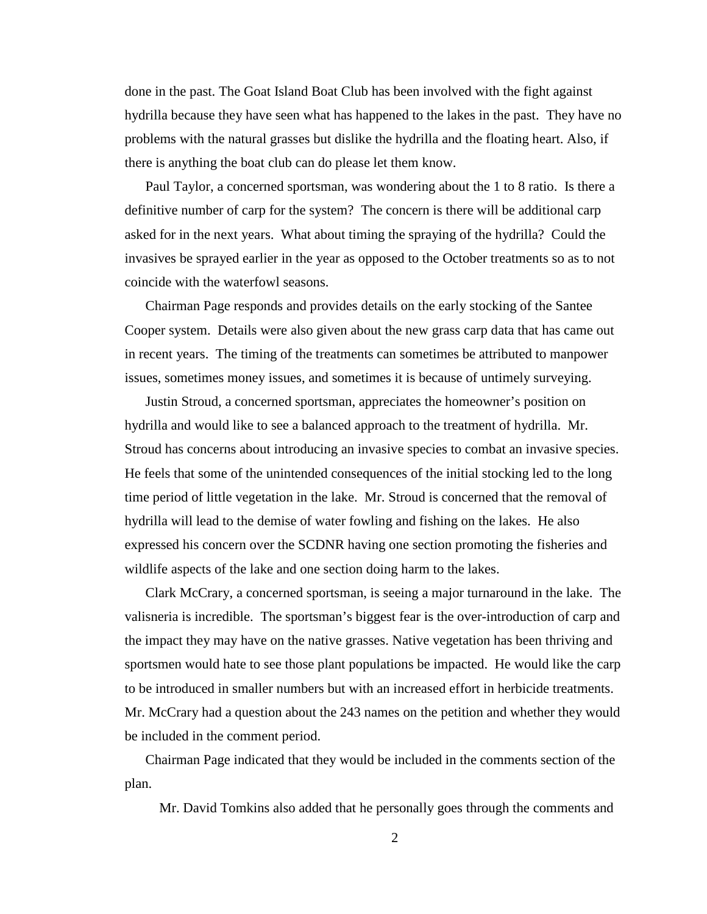done in the past. The Goat Island Boat Club has been involved with the fight against hydrilla because they have seen what has happened to the lakes in the past. They have no problems with the natural grasses but dislike the hydrilla and the floating heart. Also, if there is anything the boat club can do please let them know.

Paul Taylor, a concerned sportsman, was wondering about the 1 to 8 ratio. Is there a definitive number of carp for the system? The concern is there will be additional carp asked for in the next years. What about timing the spraying of the hydrilla? Could the invasives be sprayed earlier in the year as opposed to the October treatments so as to not coincide with the waterfowl seasons.

Chairman Page responds and provides details on the early stocking of the Santee Cooper system. Details were also given about the new grass carp data that has came out in recent years. The timing of the treatments can sometimes be attributed to manpower issues, sometimes money issues, and sometimes it is because of untimely surveying.

Justin Stroud, a concerned sportsman, appreciates the homeowner's position on hydrilla and would like to see a balanced approach to the treatment of hydrilla. Mr. Stroud has concerns about introducing an invasive species to combat an invasive species. He feels that some of the unintended consequences of the initial stocking led to the long time period of little vegetation in the lake. Mr. Stroud is concerned that the removal of hydrilla will lead to the demise of water fowling and fishing on the lakes. He also expressed his concern over the SCDNR having one section promoting the fisheries and wildlife aspects of the lake and one section doing harm to the lakes.

Clark McCrary, a concerned sportsman, is seeing a major turnaround in the lake. The valisneria is incredible. The sportsman's biggest fear is the over-introduction of carp and the impact they may have on the native grasses. Native vegetation has been thriving and sportsmen would hate to see those plant populations be impacted. He would like the carp to be introduced in smaller numbers but with an increased effort in herbicide treatments. Mr. McCrary had a question about the 243 names on the petition and whether they would be included in the comment period.

Chairman Page indicated that they would be included in the comments section of the plan.

Mr. David Tomkins also added that he personally goes through the comments and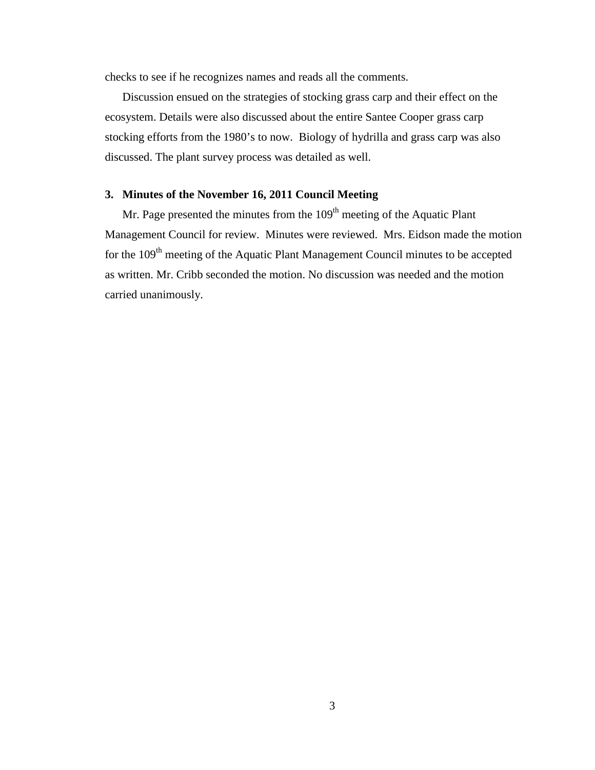checks to see if he recognizes names and reads all the comments.

Discussion ensued on the strategies of stocking grass carp and their effect on the ecosystem. Details were also discussed about the entire Santee Cooper grass carp stocking efforts from the 1980's to now. Biology of hydrilla and grass carp was also discussed. The plant survey process was detailed as well.

### 3. Minutes of the November 16, 2011 Council Meeting

Mr. Page presented the minutes from the 109th meeting of the Aquatic Plant Management Council for review. Minutes were reviewed. Mrs. Eidson made the motion for the 109th meeting of the Aquatic Plant Management Council minutes to be accepted as written. Mr. Cribb seconded the motion. No discussion was needed and the motion carried unanimously.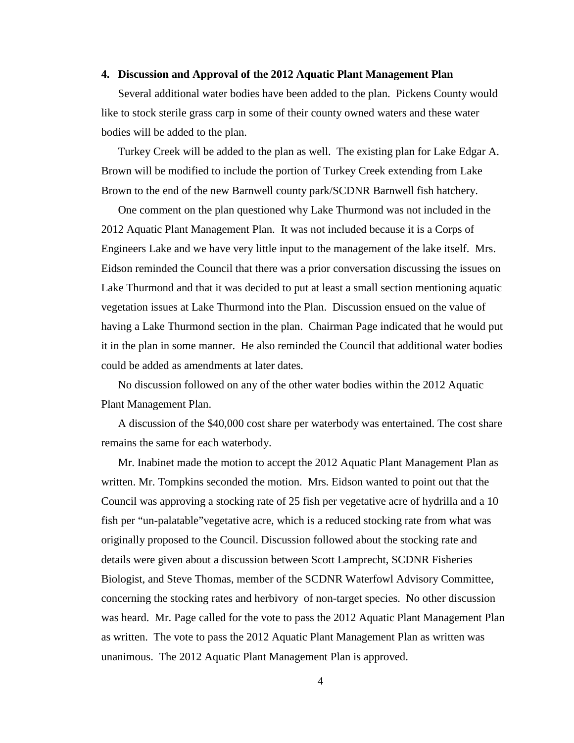**4. Discussion and Approval of the 2012 Aquatic Plant Management Plan**

Several additional water bodies have been added to the plan. Pickens County would like to stock sterile grass carp in some of their county owned waters and these water bodies will be added to the plan.

Turkey Creek will be added to the plan as well. The existing plan for Lake Edgar A. Brown will be modified to include the portion of Turkey Creek extending from Lake Brown to the end of the new Barnwell county park/SCDNR Barnwell fish hatchery.

One comment on the plan questioned why Lake Thurmond was not included in the 2012 Aquatic Plant Management Plan. It was not included because it is a Corps of Engineers Lake and we have very little input to the management of the lake itself. Mrs. Eidson reminded the Council that there was a prior conversation discussing the issues on Lake Thurmond and that it was decided to put at least a small section mentioning aquatic vegetation issues at Lake Thurmond into the Plan. Discussion ensued on the value of having a Lake Thurmond section in the plan. Chairman Page indicated that he would put it in the plan in some manner. He also reminded the Council that additional water bodies could be added as amendments at later dates.

No discussion followed on any of the other water bodies within the 2012 Aquatic Plant Management Plan.

A discussion of the $40,000 cost share per waterbody was entertained. The cost share remains the same for each waterbody.

Mr. Inabinet made the motion to accept the 2012 Aquatic Plant Management Plan as written. Mr. Tompkins seconded the motion. Mrs. Eidson wanted to point out that the Council was approving a stocking rate of 25 fish per vegetative acre of hydrilla and a 10 fish per "un-palatable"vegetative acre, which is a reduced stocking rate from what was originally proposed to the Council. Discussion followed about the stocking rate and details were given about a discussion between Scott Lamprecht, SCDNR Fisheries Biologist, and Steve Thomas, member of the SCDNR Waterfowl Advisory Committee, concerning the stocking rates and herbivory of non-target species. No other discussion was heard. Mr. Page called for the vote to pass the 2012 Aquatic Plant Management Plan as written. The vote to pass the 2012 Aquatic Plant Management Plan as written was unanimous. The 2012 Aquatic Plant Management Plan is approved.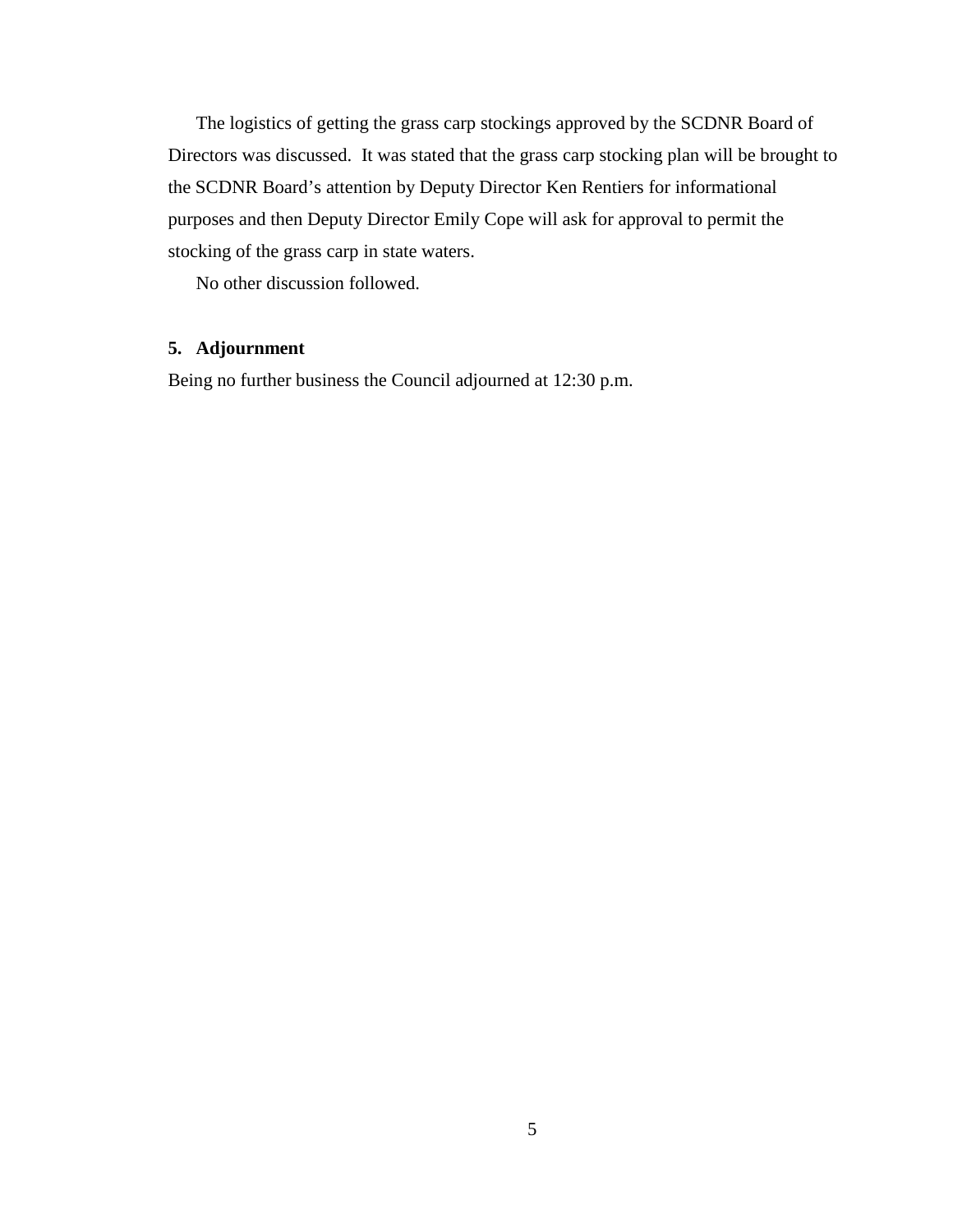The logistics of getting the grass carp stockings approved by the SCDNR Board of Directors was discussed. It was stated that the grass carp stocking plan will be brought to the SCDNR Board's attention by Deputy Director Ken Rentiers for informational purposes and then Deputy Director Emily Cope will ask for approval to permit the stocking of the grass carp in state waters.

No other discussion followed.

**5. Adjournment**

Being no further business the Council adjourned at 12:30 p.m.